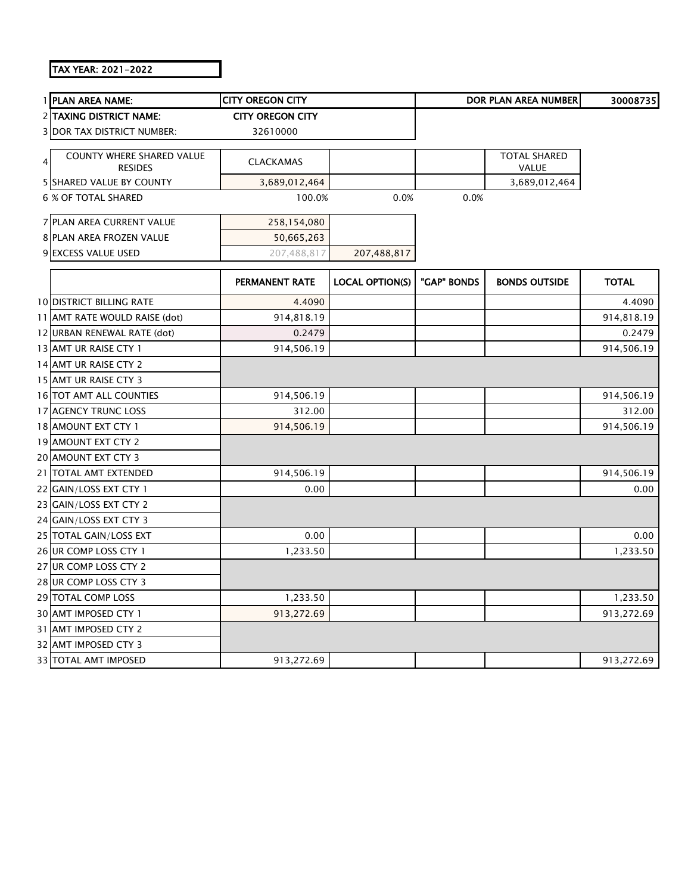TAX YEAR: 2021-2022

| | | | | | | |
|---|---|---|---|---|---|---|
| 1 | PLAN AREA NAME: | CITY OREGON CITY | | | DOR PLAN AREA NUMBER | 30008735 |
| 2 | TAXING DISTRICT NAME: | CITY OREGON CITY | | | | |
| 3 | DOR TAX DISTRICT NUMBER: | 32610000 | | | | |
| 4 | COUNTY WHERE SHARED VALUE RESIDES | CLACKAMAS | | | TOTAL SHARED VALUE | |
| 5 | SHARED VALUE BY COUNTY | 3,689,012,464 | | | 3,689,012,464 | |
| 6 | % OF TOTAL SHARED | 100.0% | 0.0% | 0.0% | | |
| 7 | PLAN AREA CURRENT VALUE | 258,154,080 | | | | |
| 8 | PLAN AREA FROZEN VALUE | 50,665,263 | | | | |
| 9 | EXCESS VALUE USED | 207,488,817 | 207,488,817 | | | |

| | | PERMANENT RATE | LOCAL OPTION(S) | "GAP" BONDS | BONDS OUTSIDE | TOTAL |
|---|---|---|---|---|---|---|
| 10 | DISTRICT BILLING RATE | 4.4090 | | | | 4.4090 |
| 11 | AMT RATE WOULD RAISE (dot) | 914,818.19 | | | | 914,818.19 |
| 12 | URBAN RENEWAL RATE (dot) | 0.2479 | | | | 0.2479 |
| 13 | AMT UR RAISE CTY 1 | 914,506.19 | | | | 914,506.19 |
| 14 | AMT UR RAISE CTY 2 | | | | | |
| 15 | AMT UR RAISE CTY 3 | | | | | |
| 16 | TOT AMT ALL COUNTIES | 914,506.19 | | | | 914,506.19 |
| 17 | AGENCY TRUNC LOSS | 312.00 | | | | 312.00 |
| 18 | AMOUNT EXT CTY 1 | 914,506.19 | | | | 914,506.19 |
| 19 | AMOUNT EXT CTY 2 | | | | | |
| 20 | AMOUNT EXT CTY 3 | | | | | |
| 21 | TOTAL AMT EXTENDED | 914,506.19 | | | | 914,506.19 |
| 22 | GAIN/LOSS EXT CTY 1 | 0.00 | | | | 0.00 |
| 23 | GAIN/LOSS EXT CTY 2 | | | | | |
| 24 | GAIN/LOSS EXT CTY 3 | | | | | |
| 25 | TOTAL GAIN/LOSS EXT | 0.00 | | | | 0.00 |
| 26 | UR COMP LOSS CTY 1 | 1,233.50 | | | | 1,233.50 |
| 27 | UR COMP LOSS CTY 2 | | | | | |
| 28 | UR COMP LOSS CTY 3 | | | | | |
| 29 | TOTAL COMP LOSS | 1,233.50 | | | | 1,233.50 |
| 30 | AMT IMPOSED CTY 1 | 913,272.69 | | | | 913,272.69 |
| 31 | AMT IMPOSED CTY 2 | | | | | |
| 32 | AMT IMPOSED CTY 3 | | | | | |
| 33 | TOTAL AMT IMPOSED | 913,272.69 | | | | 913,272.69 |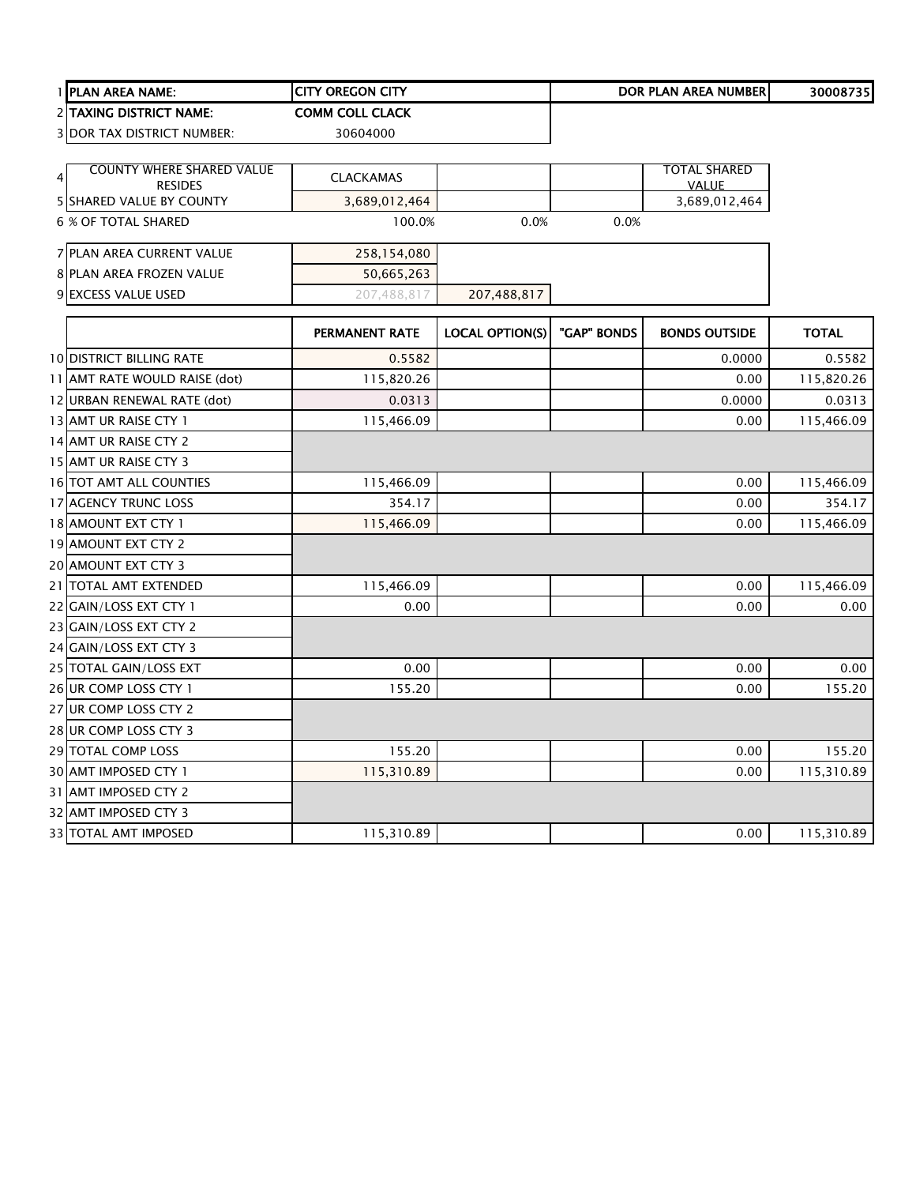| | | | | | | |
|---|---|---|---|---|---|---|
| 1 | **PLAN AREA NAME:** | **CITY OREGON CITY** | | | **DOR PLAN AREA NUMBER** | **30008735** |
| 2 | **TAXING DISTRICT NAME:** | **COMM COLL CLACK** | | | | |
| 3 | DOR TAX DISTRICT NUMBER: | 30604000 | | | | |

| | | | | | | |
|---|---|---|---|---|---|---|
| 4 | COUNTY WHERE SHARED VALUE RESIDES | CLACKAMAS | | | TOTAL SHARED VALUE | |
| 5 | SHARED VALUE BY COUNTY | 3,689,012,464 | | | 3,689,012,464 | |
| 6 | % OF TOTAL SHARED | 100.0% | 0.0% | 0.0% | | |

| | | | |
|---|---|---|---|
| 7 | PLAN AREA CURRENT VALUE | 258,154,080 | |
| 8 | PLAN AREA FROZEN VALUE | 50,665,263 | |
| 9 | EXCESS VALUE USED | 207,488,817 | 207,488,817 |

| | | PERMANENT RATE | LOCAL OPTION(S) | "GAP" BONDS | BONDS OUTSIDE | TOTAL |
|---|---|---|---|---|---|---|
| 10 | DISTRICT BILLING RATE | 0.5582 | | | 0.0000 | 0.5582 |
| 11 | AMT RATE WOULD RAISE (dot) | 115,820.26 | | | 0.00 | 115,820.26 |
| 12 | URBAN RENEWAL RATE (dot) | 0.0313 | | | 0.0000 | 0.0313 |
| 13 | AMT UR RAISE CTY 1 | 115,466.09 | | | 0.00 | 115,466.09 |
| 14 | AMT UR RAISE CTY 2 | | | | | |
| 15 | AMT UR RAISE CTY 3 | | | | | |
| 16 | TOT AMT ALL COUNTIES | 115,466.09 | | | 0.00 | 115,466.09 |
| 17 | AGENCY TRUNC LOSS | 354.17 | | | 0.00 | 354.17 |
| 18 | AMOUNT EXT CTY 1 | 115,466.09 | | | 0.00 | 115,466.09 |
| 19 | AMOUNT EXT CTY 2 | | | | | |
| 20 | AMOUNT EXT CTY 3 | | | | | |
| 21 | TOTAL AMT EXTENDED | 115,466.09 | | | 0.00 | 115,466.09 |
| 22 | GAIN/LOSS EXT CTY 1 | 0.00 | | | 0.00 | 0.00 |
| 23 | GAIN/LOSS EXT CTY 2 | | | | | |
| 24 | GAIN/LOSS EXT CTY 3 | | | | | |
| 25 | TOTAL GAIN/LOSS EXT | 0.00 | | | 0.00 | 0.00 |
| 26 | UR COMP LOSS CTY 1 | 155.20 | | | 0.00 | 155.20 |
| 27 | UR COMP LOSS CTY 2 | | | | | |
| 28 | UR COMP LOSS CTY 3 | | | | | |
| 29 | TOTAL COMP LOSS | 155.20 | | | 0.00 | 155.20 |
| 30 | AMT IMPOSED CTY 1 | 115,310.89 | | | 0.00 | 115,310.89 |
| 31 | AMT IMPOSED CTY 2 | | | | | |
| 32 | AMT IMPOSED CTY 3 | | | | | |
| 33 | TOTAL AMT IMPOSED | 115,310.89 | | | 0.00 | 115,310.89 |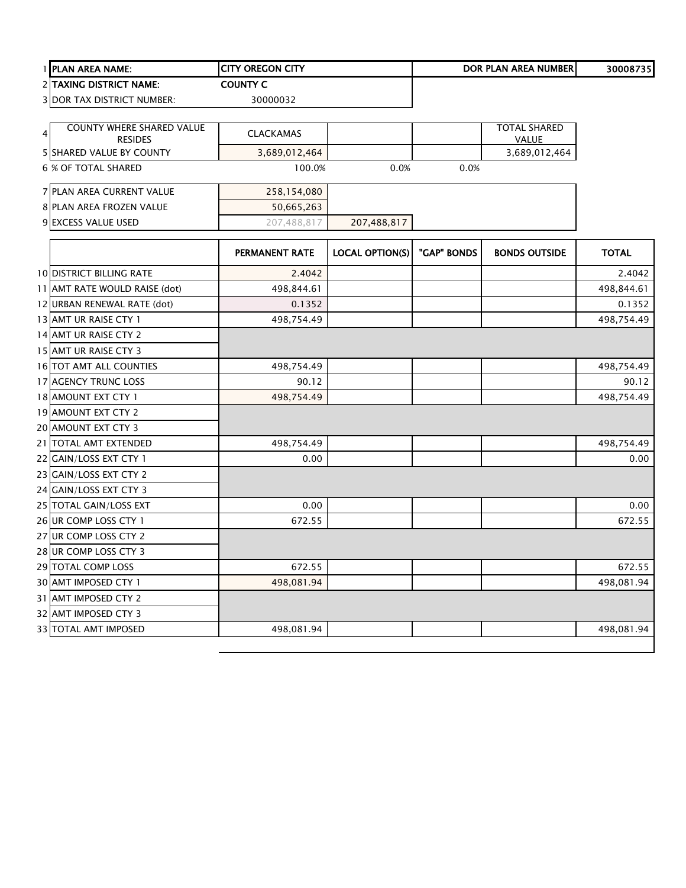| | | | | | | |
|---|---|---|---|---|---|---|
| 1 | **PLAN AREA NAME:** | **CITY OREGON CITY** | | | **DOR PLAN AREA NUMBER** | **30008735** |
| 2 | **TAXING DISTRICT NAME:** | **COUNTY C** | | | | |
| 3 | DOR TAX DISTRICT NUMBER: | 30000032 | | | | |
| 4 | COUNTY WHERE SHARED VALUE RESIDES | CLACKAMAS | | | TOTAL SHARED VALUE | |
| 5 | SHARED VALUE BY COUNTY | 3,689,012,464 | | | 3,689,012,464 | |
| 6 | % OF TOTAL SHARED | 100.0% | 0.0% | 0.0% | | |
| 7 | PLAN AREA CURRENT VALUE | 258,154,080 | | | | |
| 8 | PLAN AREA FROZEN VALUE | 50,665,263 | | | | |
| 9 | EXCESS VALUE USED | 207,488,817 | 207,488,817 | | | |

| | | PERMANENT RATE | LOCAL OPTION(S) | "GAP" BONDS | BONDS OUTSIDE | TOTAL |
|---|---|---|---|---|---|---|
| 10 | DISTRICT BILLING RATE | 2.4042 | | | | 2.4042 |
| 11 | AMT RATE WOULD RAISE (dot) | 498,844.61 | | | | 498,844.61 |
| 12 | URBAN RENEWAL RATE (dot) | 0.1352 | | | | 0.1352 |
| 13 | AMT UR RAISE CTY 1 | 498,754.49 | | | | 498,754.49 |
| 14 | AMT UR RAISE CTY 2 | | | | | |
| 15 | AMT UR RAISE CTY 3 | | | | | |
| 16 | TOT AMT ALL COUNTIES | 498,754.49 | | | | 498,754.49 |
| 17 | AGENCY TRUNC LOSS | 90.12 | | | | 90.12 |
| 18 | AMOUNT EXT CTY 1 | 498,754.49 | | | | 498,754.49 |
| 19 | AMOUNT EXT CTY 2 | | | | | |
| 20 | AMOUNT EXT CTY 3 | | | | | |
| 21 | TOTAL AMT EXTENDED | 498,754.49 | | | | 498,754.49 |
| 22 | GAIN/LOSS EXT CTY 1 | 0.00 | | | | 0.00 |
| 23 | GAIN/LOSS EXT CTY 2 | | | | | |
| 24 | GAIN/LOSS EXT CTY 3 | | | | | |
| 25 | TOTAL GAIN/LOSS EXT | 0.00 | | | | 0.00 |
| 26 | UR COMP LOSS CTY 1 | 672.55 | | | | 672.55 |
| 27 | UR COMP LOSS CTY 2 | | | | | |
| 28 | UR COMP LOSS CTY 3 | | | | | |
| 29 | TOTAL COMP LOSS | 672.55 | | | | 672.55 |
| 30 | AMT IMPOSED CTY 1 | 498,081.94 | | | | 498,081.94 |
| 31 | AMT IMPOSED CTY 2 | | | | | |
| 32 | AMT IMPOSED CTY 3 | | | | | |
| 33 | TOTAL AMT IMPOSED | 498,081.94 | | | | 498,081.94 |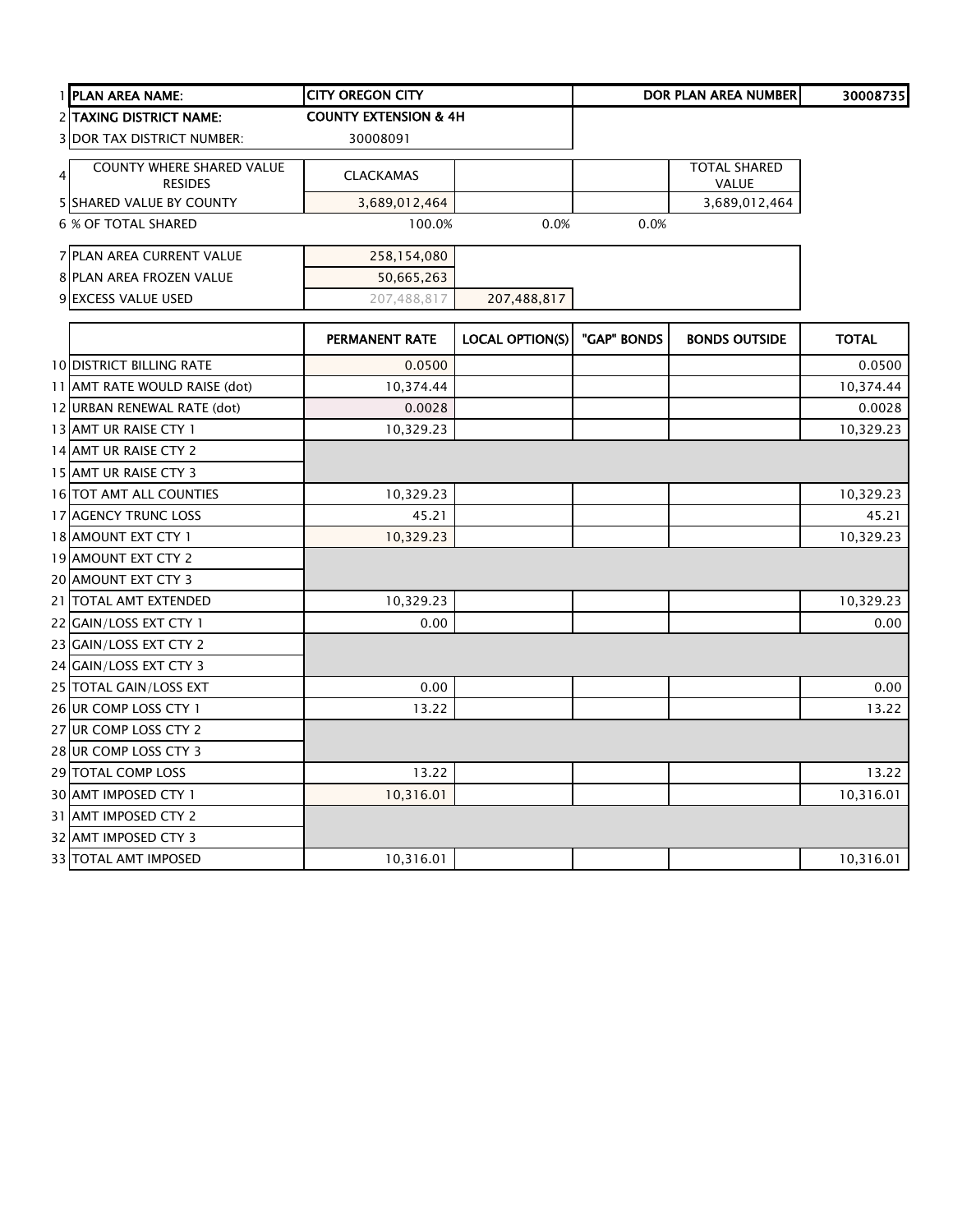| | | | | | | |
|---|---|---|---|---|---|---|
| 1 | **PLAN AREA NAME:** | **CITY OREGON CITY** | | | **DOR PLAN AREA NUMBER** | **30008735** |
| 2 | **TAXING DISTRICT NAME:** | **COUNTY EXTENSION & 4H** | | | | |
| 3 | DOR TAX DISTRICT NUMBER: | 30008091 | | | | |
| 4 | COUNTY WHERE SHARED VALUE RESIDES | CLACKAMAS | | | TOTAL SHARED VALUE | |
| 5 | SHARED VALUE BY COUNTY | 3,689,012,464 | | | 3,689,012,464 | |
| 6 | % OF TOTAL SHARED | 100.0% | 0.0% | 0.0% | | |
| 7 | PLAN AREA CURRENT VALUE | 258,154,080 | | | | |
| 8 | PLAN AREA FROZEN VALUE | 50,665,263 | | | | |
| 9 | EXCESS VALUE USED | 207,488,817 | 207,488,817 | | | |

| | | PERMANENT RATE | LOCAL OPTION(S) | "GAP" BONDS | BONDS OUTSIDE | TOTAL |
|---|---|---|---|---|---|---|
| 10 | DISTRICT BILLING RATE | 0.0500 | | | | 0.0500 |
| 11 | AMT RATE WOULD RAISE (dot) | 10,374.44 | | | | 10,374.44 |
| 12 | URBAN RENEWAL RATE (dot) | 0.0028 | | | | 0.0028 |
| 13 | AMT UR RAISE CTY 1 | 10,329.23 | | | | 10,329.23 |
| 14 | AMT UR RAISE CTY 2 | | | | | |
| 15 | AMT UR RAISE CTY 3 | | | | | |
| 16 | TOT AMT ALL COUNTIES | 10,329.23 | | | | 10,329.23 |
| 17 | AGENCY TRUNC LOSS | 45.21 | | | | 45.21 |
| 18 | AMOUNT EXT CTY 1 | 10,329.23 | | | | 10,329.23 |
| 19 | AMOUNT EXT CTY 2 | | | | | |
| 20 | AMOUNT EXT CTY 3 | | | | | |
| 21 | TOTAL AMT EXTENDED | 10,329.23 | | | | 10,329.23 |
| 22 | GAIN/LOSS EXT CTY 1 | 0.00 | | | | 0.00 |
| 23 | GAIN/LOSS EXT CTY 2 | | | | | |
| 24 | GAIN/LOSS EXT CTY 3 | | | | | |
| 25 | TOTAL GAIN/LOSS EXT | 0.00 | | | | 0.00 |
| 26 | UR COMP LOSS CTY 1 | 13.22 | | | | 13.22 |
| 27 | UR COMP LOSS CTY 2 | | | | | |
| 28 | UR COMP LOSS CTY 3 | | | | | |
| 29 | TOTAL COMP LOSS | 13.22 | | | | 13.22 |
| 30 | AMT IMPOSED CTY 1 | 10,316.01 | | | | 10,316.01 |
| 31 | AMT IMPOSED CTY 2 | | | | | |
| 32 | AMT IMPOSED CTY 3 | | | | | |
| 33 | TOTAL AMT IMPOSED | 10,316.01 | | | | 10,316.01 |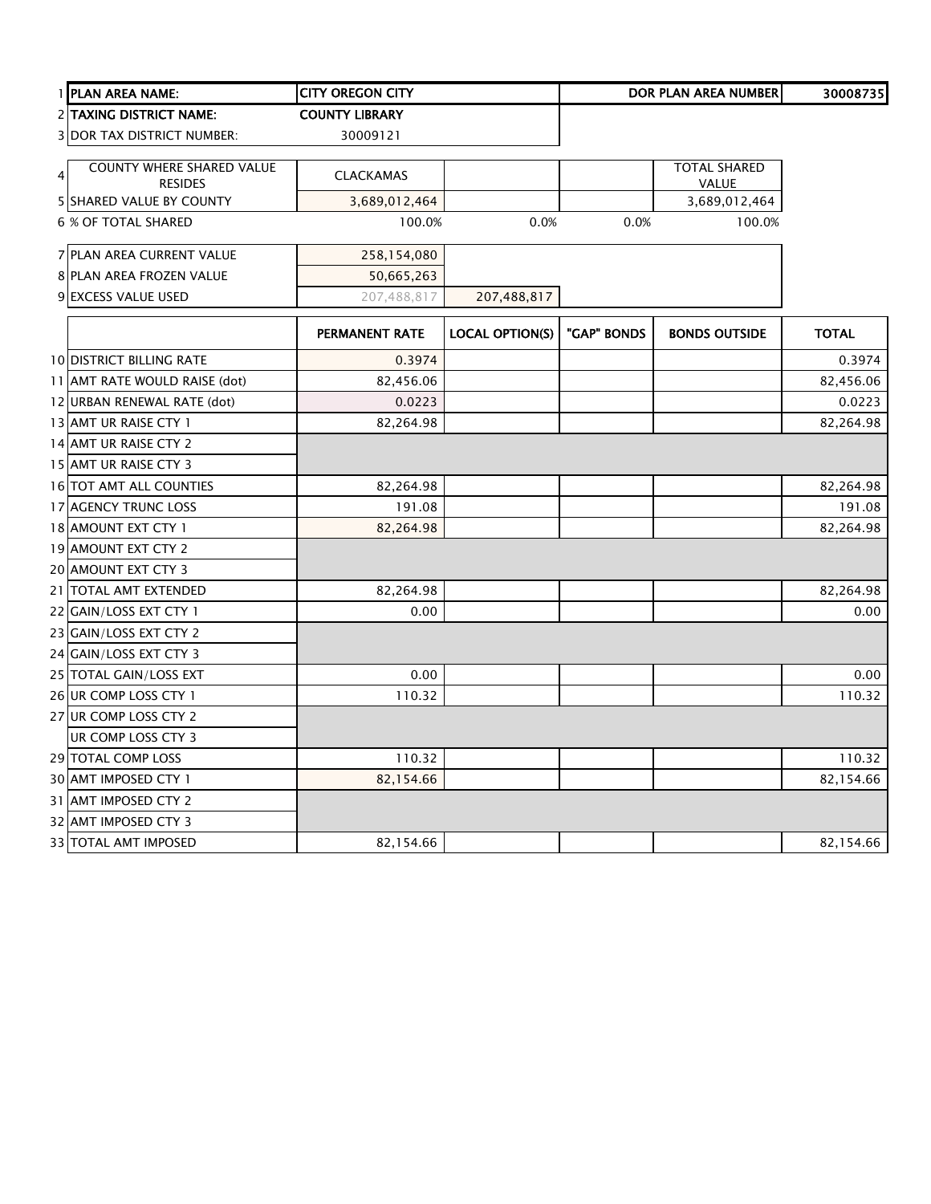| | | | | | | |
|---|---|---|---|---|---|---|
| 1 | **PLAN AREA NAME:** | **CITY OREGON CITY** | | | **DOR PLAN AREA NUMBER** | **30008735** |
| 2 | **TAXING DISTRICT NAME:** | **COUNTY LIBRARY** | | | | |
| 3 | DOR TAX DISTRICT NUMBER: | 30009121 | | | | |
| 4 | COUNTY WHERE SHARED VALUE RESIDES | CLACKAMAS | | | TOTAL SHARED VALUE | |
| 5 | SHARED VALUE BY COUNTY | 3,689,012,464 | | | 3,689,012,464 | |
| 6 | % OF TOTAL SHARED | 100.0% | 0.0% | 0.0% | 100.0% | |
| 7 | PLAN AREA CURRENT VALUE | 258,154,080 | | | | |
| 8 | PLAN AREA FROZEN VALUE | 50,665,263 | | | | |
| 9 | EXCESS VALUE USED | 207,488,817 | 207,488,817 | | | |

| | | PERMANENT RATE | LOCAL OPTION(S) | "GAP" BONDS | BONDS OUTSIDE | TOTAL |
|---|---|---|---|---|---|---|
| 10 | DISTRICT BILLING RATE | 0.3974 | | | | 0.3974 |
| 11 | AMT RATE WOULD RAISE (dot) | 82,456.06 | | | | 82,456.06 |
| 12 | URBAN RENEWAL RATE (dot) | 0.0223 | | | | 0.0223 |
| 13 | AMT UR RAISE CTY 1 | 82,264.98 | | | | 82,264.98 |
| 14 | AMT UR RAISE CTY 2 | | | | | |
| 15 | AMT UR RAISE CTY 3 | | | | | |
| 16 | TOT AMT ALL COUNTIES | 82,264.98 | | | | 82,264.98 |
| 17 | AGENCY TRUNC LOSS | 191.08 | | | | 191.08 |
| 18 | AMOUNT EXT CTY 1 | 82,264.98 | | | | 82,264.98 |
| 19 | AMOUNT EXT CTY 2 | | | | | |
| 20 | AMOUNT EXT CTY 3 | | | | | |
| 21 | TOTAL AMT EXTENDED | 82,264.98 | | | | 82,264.98 |
| 22 | GAIN/LOSS EXT CTY 1 | 0.00 | | | | 0.00 |
| 23 | GAIN/LOSS EXT CTY 2 | | | | | |
| 24 | GAIN/LOSS EXT CTY 3 | | | | | |
| 25 | TOTAL GAIN/LOSS EXT | 0.00 | | | | 0.00 |
| 26 | UR COMP LOSS CTY 1 | 110.32 | | | | 110.32 |
| 27 | UR COMP LOSS CTY 2 | | | | | |
| | UR COMP LOSS CTY 3 | | | | | |
| 29 | TOTAL COMP LOSS | 110.32 | | | | 110.32 |
| 30 | AMT IMPOSED CTY 1 | 82,154.66 | | | | 82,154.66 |
| 31 | AMT IMPOSED CTY 2 | | | | | |
| 32 | AMT IMPOSED CTY 3 | | | | | |
| 33 | TOTAL AMT IMPOSED | 82,154.66 | | | | 82,154.66 |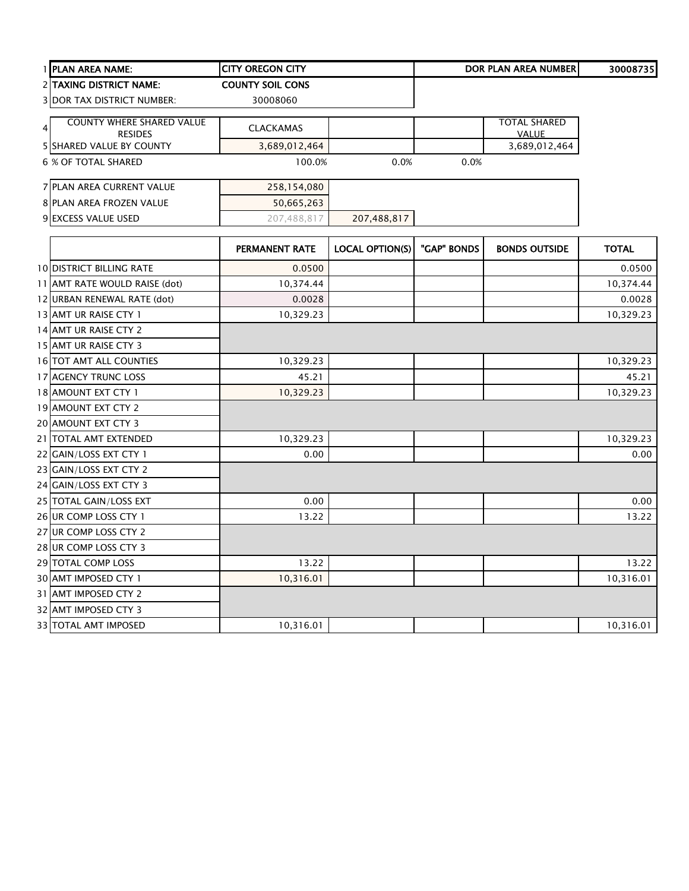| | | | | | | |
|---|---|---|---|---|---|---|
| 1 | **PLAN AREA NAME:** | **CITY OREGON CITY** | | | **DOR PLAN AREA NUMBER** | **30008735** |
| 2 | **TAXING DISTRICT NAME:** | **COUNTY SOIL CONS** | | | | |
| 3 | DOR TAX DISTRICT NUMBER: | 30008060 | | | | |
| 4 | COUNTY WHERE SHARED VALUE RESIDES | CLACKAMAS | | | TOTAL SHARED VALUE | |
| 5 | SHARED VALUE BY COUNTY | 3,689,012,464 | | | 3,689,012,464 | |
| 6 | % OF TOTAL SHARED | 100.0% | 0.0% | 0.0% | | |
| 7 | PLAN AREA CURRENT VALUE | 258,154,080 | | | | |
| 8 | PLAN AREA FROZEN VALUE | 50,665,263 | | | | |
| 9 | EXCESS VALUE USED | 207,488,817 | 207,488,817 | | | |

| | | PERMANENT RATE | LOCAL OPTION(S) | "GAP" BONDS | BONDS OUTSIDE | TOTAL |
|---|---|---|---|---|---|---|
| 10 | DISTRICT BILLING RATE | 0.0500 | | | | 0.0500 |
| 11 | AMT RATE WOULD RAISE (dot) | 10,374.44 | | | | 10,374.44 |
| 12 | URBAN RENEWAL RATE (dot) | 0.0028 | | | | 0.0028 |
| 13 | AMT UR RAISE CTY 1 | 10,329.23 | | | | 10,329.23 |
| 14 | AMT UR RAISE CTY 2 | | | | | |
| 15 | AMT UR RAISE CTY 3 | | | | | |
| 16 | TOT AMT ALL COUNTIES | 10,329.23 | | | | 10,329.23 |
| 17 | AGENCY TRUNC LOSS | 45.21 | | | | 45.21 |
| 18 | AMOUNT EXT CTY 1 | 10,329.23 | | | | 10,329.23 |
| 19 | AMOUNT EXT CTY 2 | | | | | |
| 20 | AMOUNT EXT CTY 3 | | | | | |
| 21 | TOTAL AMT EXTENDED | 10,329.23 | | | | 10,329.23 |
| 22 | GAIN/LOSS EXT CTY 1 | 0.00 | | | | 0.00 |
| 23 | GAIN/LOSS EXT CTY 2 | | | | | |
| 24 | GAIN/LOSS EXT CTY 3 | | | | | |
| 25 | TOTAL GAIN/LOSS EXT | 0.00 | | | | 0.00 |
| 26 | UR COMP LOSS CTY 1 | 13.22 | | | | 13.22 |
| 27 | UR COMP LOSS CTY 2 | | | | | |
| 28 | UR COMP LOSS CTY 3 | | | | | |
| 29 | TOTAL COMP LOSS | 13.22 | | | | 13.22 |
| 30 | AMT IMPOSED CTY 1 | 10,316.01 | | | | 10,316.01 |
| 31 | AMT IMPOSED CTY 2 | | | | | |
| 32 | AMT IMPOSED CTY 3 | | | | | |
| 33 | TOTAL AMT IMPOSED | 10,316.01 | | | | 10,316.01 |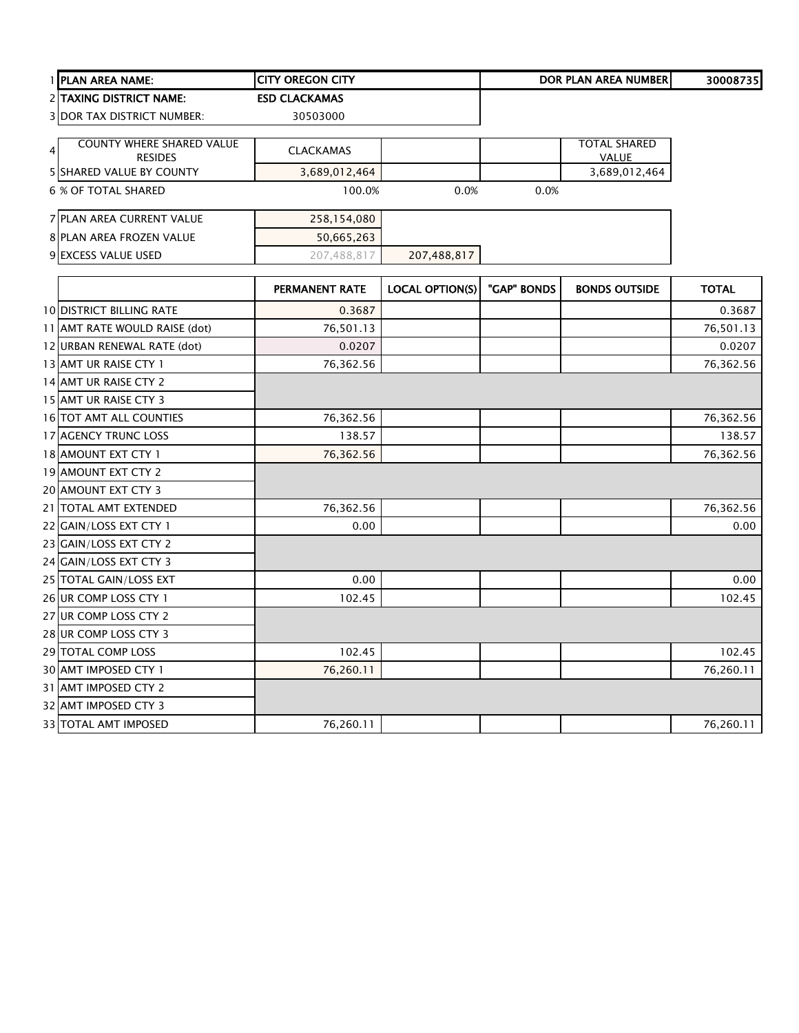| | | | | | |
|---|---|---|---|---|---|
| 1 | PLAN AREA NAME: | CITY OREGON CITY | | DOR PLAN AREA NUMBER | 30008735 |
| 2 | TAXING DISTRICT NAME: | ESD CLACKAMAS | | | |
| 3 | DOR TAX DISTRICT NUMBER: | 30503000 | | | |

| | | | | | |
|---|---|---|---|---|---|
| 4 | COUNTY WHERE SHARED VALUE RESIDES | CLACKAMAS | | | TOTAL SHARED VALUE |
| 5 | SHARED VALUE BY COUNTY | 3,689,012,464 | | | 3,689,012,464 |
| 6 | % OF TOTAL SHARED | 100.0% | 0.0% | 0.0% | |

| | | | |
|---|---|---|---|
| 7 | PLAN AREA CURRENT VALUE | 258,154,080 | |
| 8 | PLAN AREA FROZEN VALUE | 50,665,263 | |
| 9 | EXCESS VALUE USED | 207,488,817 | 207,488,817 |

| | | PERMANENT RATE | LOCAL OPTION(S) | "GAP" BONDS | BONDS OUTSIDE | TOTAL |
|---|---|---|---|---|---|---|
| 10 | DISTRICT BILLING RATE | 0.3687 | | | | 0.3687 |
| 11 | AMT RATE WOULD RAISE (dot) | 76,501.13 | | | | 76,501.13 |
| 12 | URBAN RENEWAL RATE (dot) | 0.0207 | | | | 0.0207 |
| 13 | AMT UR RAISE CTY 1 | 76,362.56 | | | | 76,362.56 |
| 14 | AMT UR RAISE CTY 2 | | | | | |
| 15 | AMT UR RAISE CTY 3 | | | | | |
| 16 | TOT AMT ALL COUNTIES | 76,362.56 | | | | 76,362.56 |
| 17 | AGENCY TRUNC LOSS | 138.57 | | | | 138.57 |
| 18 | AMOUNT EXT CTY 1 | 76,362.56 | | | | 76,362.56 |
| 19 | AMOUNT EXT CTY 2 | | | | | |
| 20 | AMOUNT EXT CTY 3 | | | | | |
| 21 | TOTAL AMT EXTENDED | 76,362.56 | | | | 76,362.56 |
| 22 | GAIN/LOSS EXT CTY 1 | 0.00 | | | | 0.00 |
| 23 | GAIN/LOSS EXT CTY 2 | | | | | |
| 24 | GAIN/LOSS EXT CTY 3 | | | | | |
| 25 | TOTAL GAIN/LOSS EXT | 0.00 | | | | 0.00 |
| 26 | UR COMP LOSS CTY 1 | 102.45 | | | | 102.45 |
| 27 | UR COMP LOSS CTY 2 | | | | | |
| 28 | UR COMP LOSS CTY 3 | | | | | |
| 29 | TOTAL COMP LOSS | 102.45 | | | | 102.45 |
| 30 | AMT IMPOSED CTY 1 | 76,260.11 | | | | 76,260.11 |
| 31 | AMT IMPOSED CTY 2 | | | | | |
| 32 | AMT IMPOSED CTY 3 | | | | | |
| 33 | TOTAL AMT IMPOSED | 76,260.11 | | | | 76,260.11 |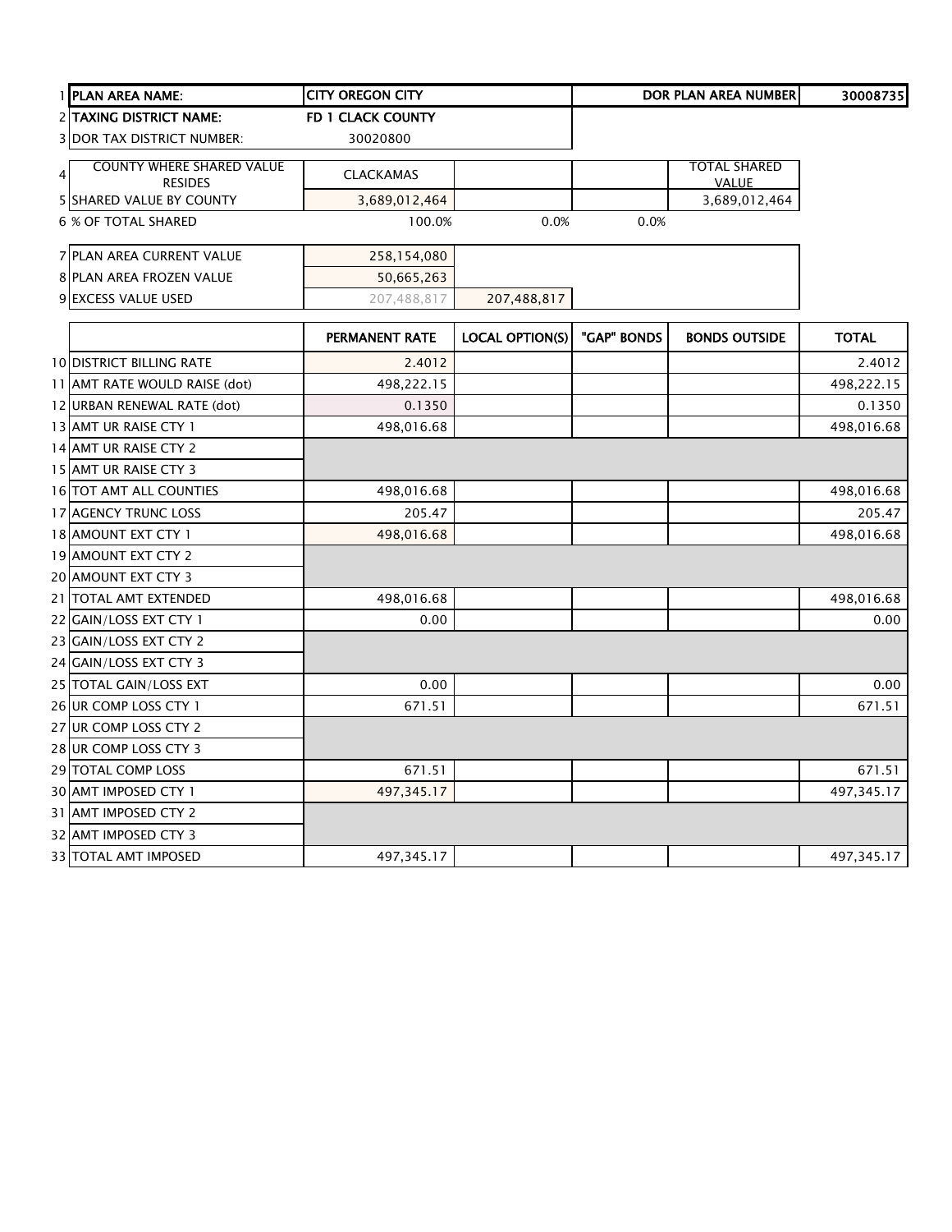| | | | | | | |
|---|---|---|---|---|---|---|
| 1 | **PLAN AREA NAME:** | **CITY OREGON CITY** | | | **DOR PLAN AREA NUMBER** | **30008735** |
| 2 | **TAXING DISTRICT NAME:** | **FD 1 CLACK COUNTY** | | | | |
| 3 | DOR TAX DISTRICT NUMBER: | 30020800 | | | | |
| 4 | COUNTY WHERE SHARED VALUE RESIDES | CLACKAMAS | | | TOTAL SHARED VALUE | |
| 5 | SHARED VALUE BY COUNTY | 3,689,012,464 | | | 3,689,012,464 | |
| 6 | % OF TOTAL SHARED | 100.0% | 0.0% | 0.0% | | |
| 7 | PLAN AREA CURRENT VALUE | 258,154,080 | | | | |
| 8 | PLAN AREA FROZEN VALUE | 50,665,263 | | | | |
| 9 | EXCESS VALUE USED | 207,488,817 | 207,488,817 | | | |

| | | PERMANENT RATE | LOCAL OPTION(S) | "GAP" BONDS | BONDS OUTSIDE | TOTAL |
|---|---|---|---|---|---|---|
| 10 | DISTRICT BILLING RATE | 2.4012 | | | | 2.4012 |
| 11 | AMT RATE WOULD RAISE (dot) | 498,222.15 | | | | 498,222.15 |
| 12 | URBAN RENEWAL RATE (dot) | 0.1350 | | | | 0.1350 |
| 13 | AMT UR RAISE CTY 1 | 498,016.68 | | | | 498,016.68 |
| 14 | AMT UR RAISE CTY 2 | | | | | |
| 15 | AMT UR RAISE CTY 3 | | | | | |
| 16 | TOT AMT ALL COUNTIES | 498,016.68 | | | | 498,016.68 |
| 17 | AGENCY TRUNC LOSS | 205.47 | | | | 205.47 |
| 18 | AMOUNT EXT CTY 1 | 498,016.68 | | | | 498,016.68 |
| 19 | AMOUNT EXT CTY 2 | | | | | |
| 20 | AMOUNT EXT CTY 3 | | | | | |
| 21 | TOTAL AMT EXTENDED | 498,016.68 | | | | 498,016.68 |
| 22 | GAIN/LOSS EXT CTY 1 | 0.00 | | | | 0.00 |
| 23 | GAIN/LOSS EXT CTY 2 | | | | | |
| 24 | GAIN/LOSS EXT CTY 3 | | | | | |
| 25 | TOTAL GAIN/LOSS EXT | 0.00 | | | | 0.00 |
| 26 | UR COMP LOSS CTY 1 | 671.51 | | | | 671.51 |
| 27 | UR COMP LOSS CTY 2 | | | | | |
| 28 | UR COMP LOSS CTY 3 | | | | | |
| 29 | TOTAL COMP LOSS | 671.51 | | | | 671.51 |
| 30 | AMT IMPOSED CTY 1 | 497,345.17 | | | | 497,345.17 |
| 31 | AMT IMPOSED CTY 2 | | | | | |
| 32 | AMT IMPOSED CTY 3 | | | | | |
| 33 | TOTAL AMT IMPOSED | 497,345.17 | | | | 497,345.17 |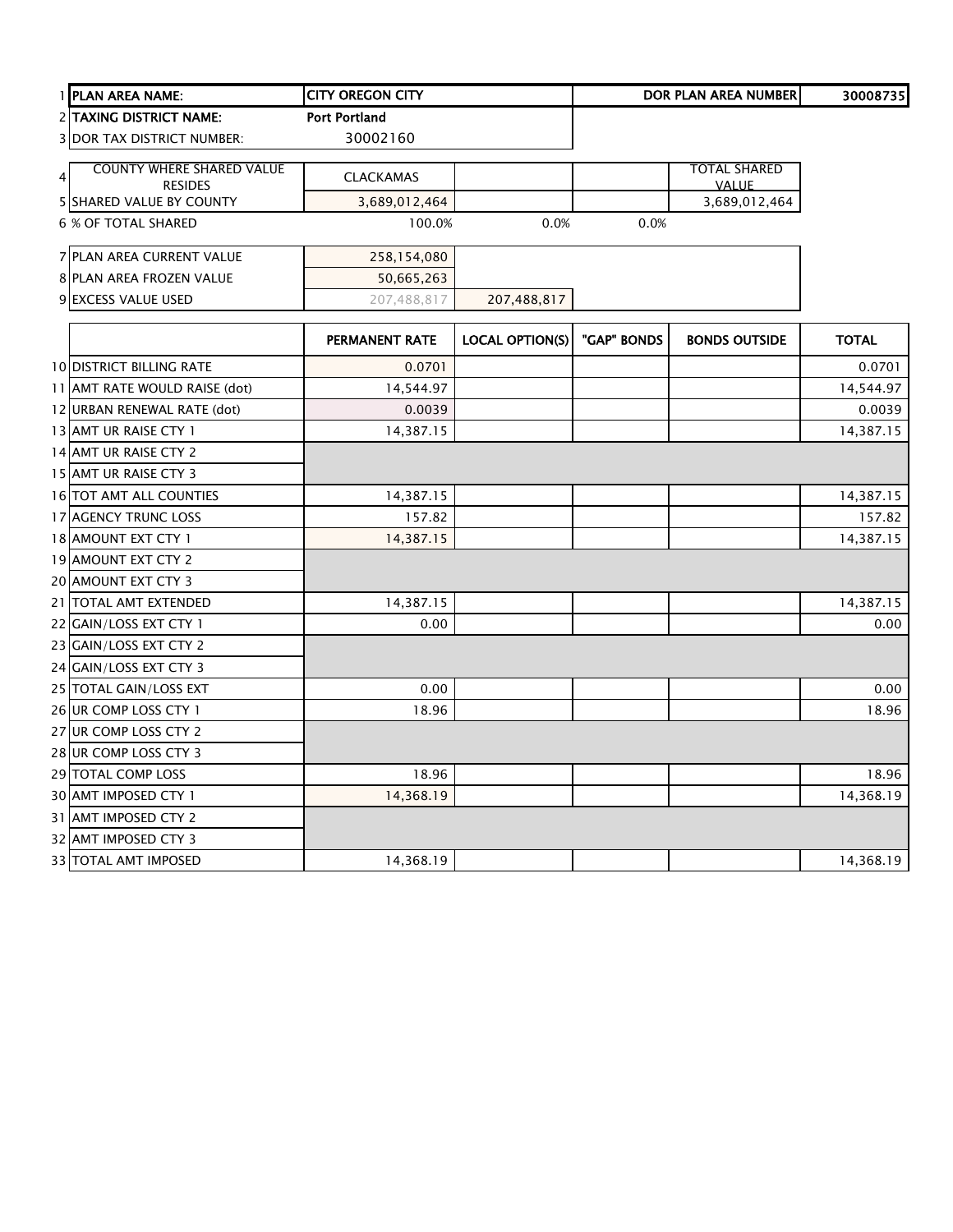| | | | | | | |
|---|---|---|---|---|---|---|
| 1 | **PLAN AREA NAME:** | **CITY OREGON CITY** | | | **DOR PLAN AREA NUMBER** | **30008735** |
| 2 | **TAXING DISTRICT NAME:** | **Port Portland** | | | | |
| 3 | DOR TAX DISTRICT NUMBER: | 30002160 | | | | |
| 4 | COUNTY WHERE SHARED VALUE RESIDES | CLACKAMAS | | | TOTAL SHARED VALUE | |
| 5 | SHARED VALUE BY COUNTY | 3,689,012,464 | | | 3,689,012,464 | |
| 6 | % OF TOTAL SHARED | 100.0% | 0.0% | 0.0% | | |
| 7 | PLAN AREA CURRENT VALUE | 258,154,080 | | | | |
| 8 | PLAN AREA FROZEN VALUE | 50,665,263 | | | | |
| 9 | EXCESS VALUE USED | 207,488,817 | 207,488,817 | | | |

| | | PERMANENT RATE | LOCAL OPTION(S) | "GAP" BONDS | BONDS OUTSIDE | TOTAL |
|---|---|---|---|---|---|---|
| 10 | DISTRICT BILLING RATE | 0.0701 | | | | 0.0701 |
| 11 | AMT RATE WOULD RAISE (dot) | 14,544.97 | | | | 14,544.97 |
| 12 | URBAN RENEWAL RATE (dot) | 0.0039 | | | | 0.0039 |
| 13 | AMT UR RAISE CTY 1 | 14,387.15 | | | | 14,387.15 |
| 14 | AMT UR RAISE CTY 2 | | | | | |
| 15 | AMT UR RAISE CTY 3 | | | | | |
| 16 | TOT AMT ALL COUNTIES | 14,387.15 | | | | 14,387.15 |
| 17 | AGENCY TRUNC LOSS | 157.82 | | | | 157.82 |
| 18 | AMOUNT EXT CTY 1 | 14,387.15 | | | | 14,387.15 |
| 19 | AMOUNT EXT CTY 2 | | | | | |
| 20 | AMOUNT EXT CTY 3 | | | | | |
| 21 | TOTAL AMT EXTENDED | 14,387.15 | | | | 14,387.15 |
| 22 | GAIN/LOSS EXT CTY 1 | 0.00 | | | | 0.00 |
| 23 | GAIN/LOSS EXT CTY 2 | | | | | |
| 24 | GAIN/LOSS EXT CTY 3 | | | | | |
| 25 | TOTAL GAIN/LOSS EXT | 0.00 | | | | 0.00 |
| 26 | UR COMP LOSS CTY 1 | 18.96 | | | | 18.96 |
| 27 | UR COMP LOSS CTY 2 | | | | | |
| 28 | UR COMP LOSS CTY 3 | | | | | |
| 29 | TOTAL COMP LOSS | 18.96 | | | | 18.96 |
| 30 | AMT IMPOSED CTY 1 | 14,368.19 | | | | 14,368.19 |
| 31 | AMT IMPOSED CTY 2 | | | | | |
| 32 | AMT IMPOSED CTY 3 | | | | | |
| 33 | TOTAL AMT IMPOSED | 14,368.19 | | | | 14,368.19 |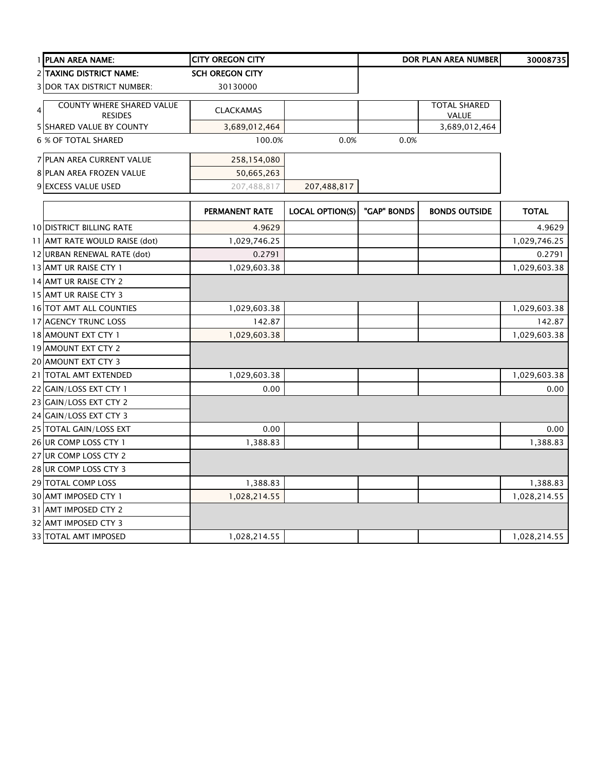| | | | | | | |
|---|---|---|---|---|---|---|
| 1 | **PLAN AREA NAME:** | **CITY OREGON CITY** | | | **DOR PLAN AREA NUMBER** | **30008735** |
| 2 | **TAXING DISTRICT NAME:** | **SCH OREGON CITY** | | | | |
| 3 | DOR TAX DISTRICT NUMBER: | 30130000 | | | | |
| 4 | COUNTY WHERE SHARED VALUE RESIDES | CLACKAMAS | | | TOTAL SHARED VALUE | |
| 5 | SHARED VALUE BY COUNTY | 3,689,012,464 | | | 3,689,012,464 | |
| 6 | % OF TOTAL SHARED | 100.0% | 0.0% | 0.0% | | |
| 7 | PLAN AREA CURRENT VALUE | 258,154,080 | | | | |
| 8 | PLAN AREA FROZEN VALUE | 50,665,263 | | | | |
| 9 | EXCESS VALUE USED | 207,488,817 | 207,488,817 | | | |

| | | PERMANENT RATE | LOCAL OPTION(S) | "GAP" BONDS | BONDS OUTSIDE | TOTAL |
|---|---|---|---|---|---|---|
| 10 | DISTRICT BILLING RATE | 4.9629 | | | | 4.9629 |
| 11 | AMT RATE WOULD RAISE (dot) | 1,029,746.25 | | | | 1,029,746.25 |
| 12 | URBAN RENEWAL RATE (dot) | 0.2791 | | | | 0.2791 |
| 13 | AMT UR RAISE CTY 1 | 1,029,603.38 | | | | 1,029,603.38 |
| 14 | AMT UR RAISE CTY 2 | | | | | |
| 15 | AMT UR RAISE CTY 3 | | | | | |
| 16 | TOT AMT ALL COUNTIES | 1,029,603.38 | | | | 1,029,603.38 |
| 17 | AGENCY TRUNC LOSS | 142.87 | | | | 142.87 |
| 18 | AMOUNT EXT CTY 1 | 1,029,603.38 | | | | 1,029,603.38 |
| 19 | AMOUNT EXT CTY 2 | | | | | |
| 20 | AMOUNT EXT CTY 3 | | | | | |
| 21 | TOTAL AMT EXTENDED | 1,029,603.38 | | | | 1,029,603.38 |
| 22 | GAIN/LOSS EXT CTY 1 | 0.00 | | | | 0.00 |
| 23 | GAIN/LOSS EXT CTY 2 | | | | | |
| 24 | GAIN/LOSS EXT CTY 3 | | | | | |
| 25 | TOTAL GAIN/LOSS EXT | 0.00 | | | | 0.00 |
| 26 | UR COMP LOSS CTY 1 | 1,388.83 | | | | 1,388.83 |
| 27 | UR COMP LOSS CTY 2 | | | | | |
| 28 | UR COMP LOSS CTY 3 | | | | | |
| 29 | TOTAL COMP LOSS | 1,388.83 | | | | 1,388.83 |
| 30 | AMT IMPOSED CTY 1 | 1,028,214.55 | | | | 1,028,214.55 |
| 31 | AMT IMPOSED CTY 2 | | | | | |
| 32 | AMT IMPOSED CTY 3 | | | | | |
| 33 | TOTAL AMT IMPOSED | 1,028,214.55 | | | | 1,028,214.55 |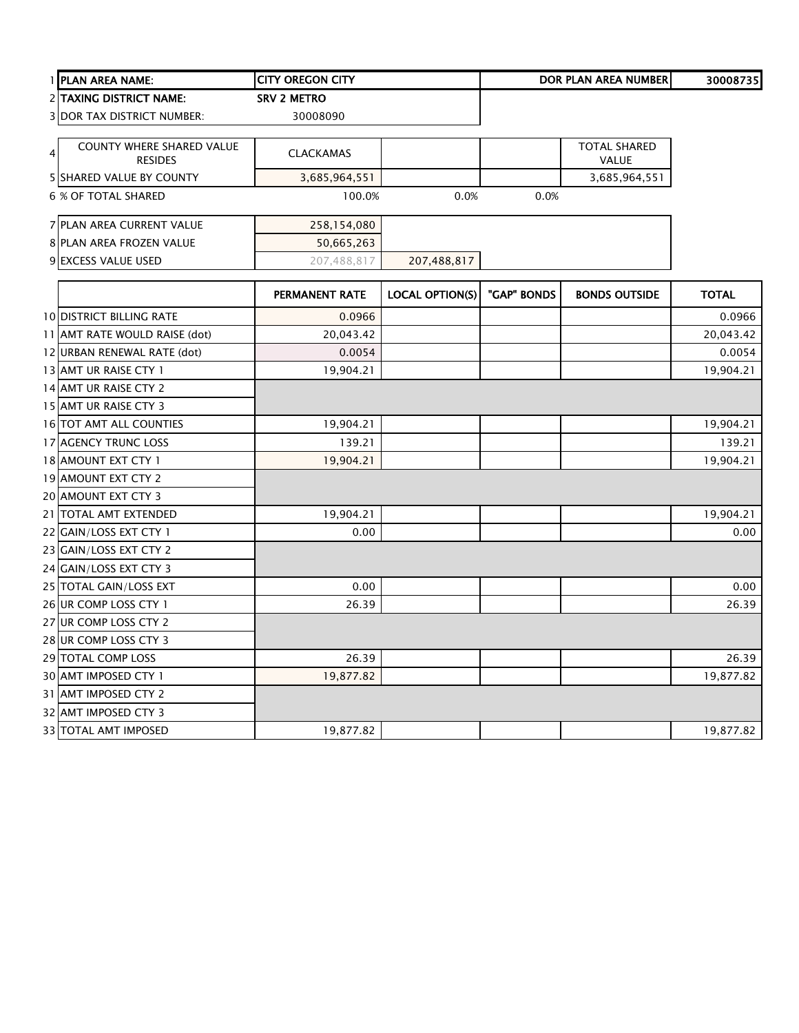| | | | | | |
|---|---|---|---|---|---|
| 1 | PLAN AREA NAME: | CITY OREGON CITY | | DOR PLAN AREA NUMBER | 30008735 |
| 2 | TAXING DISTRICT NAME: | SRV 2 METRO | | | |
| 3 | DOR TAX DISTRICT NUMBER: | 30008090 | | | |

| | | | | | |
|---|---|---|---|---|---|
| 4 | COUNTY WHERE SHARED VALUE RESIDES | CLACKAMAS | | | TOTAL SHARED VALUE |
| 5 | SHARED VALUE BY COUNTY | 3,685,964,551 | | | 3,685,964,551 |
| 6 | % OF TOTAL SHARED | 100.0% | 0.0% | 0.0% | |

| | | | |
|---|---|---|---|
| 7 | PLAN AREA CURRENT VALUE | 258,154,080 | |
| 8 | PLAN AREA FROZEN VALUE | 50,665,263 | |
| 9 | EXCESS VALUE USED | 207,488,817 | 207,488,817 |

| | | PERMANENT RATE | LOCAL OPTION(S) | "GAP" BONDS | BONDS OUTSIDE | TOTAL |
|---|---|---|---|---|---|---|
| 10 | DISTRICT BILLING RATE | 0.0966 | | | | 0.0966 |
| 11 | AMT RATE WOULD RAISE (dot) | 20,043.42 | | | | 20,043.42 |
| 12 | URBAN RENEWAL RATE (dot) | 0.0054 | | | | 0.0054 |
| 13 | AMT UR RAISE CTY 1 | 19,904.21 | | | | 19,904.21 |
| 14 | AMT UR RAISE CTY 2 | | | | | |
| 15 | AMT UR RAISE CTY 3 | | | | | |
| 16 | TOT AMT ALL COUNTIES | 19,904.21 | | | | 19,904.21 |
| 17 | AGENCY TRUNC LOSS | 139.21 | | | | 139.21 |
| 18 | AMOUNT EXT CTY 1 | 19,904.21 | | | | 19,904.21 |
| 19 | AMOUNT EXT CTY 2 | | | | | |
| 20 | AMOUNT EXT CTY 3 | | | | | |
| 21 | TOTAL AMT EXTENDED | 19,904.21 | | | | 19,904.21 |
| 22 | GAIN/LOSS EXT CTY 1 | 0.00 | | | | 0.00 |
| 23 | GAIN/LOSS EXT CTY 2 | | | | | |
| 24 | GAIN/LOSS EXT CTY 3 | | | | | |
| 25 | TOTAL GAIN/LOSS EXT | 0.00 | | | | 0.00 |
| 26 | UR COMP LOSS CTY 1 | 26.39 | | | | 26.39 |
| 27 | UR COMP LOSS CTY 2 | | | | | |
| 28 | UR COMP LOSS CTY 3 | | | | | |
| 29 | TOTAL COMP LOSS | 26.39 | | | | 26.39 |
| 30 | AMT IMPOSED CTY 1 | 19,877.82 | | | | 19,877.82 |
| 31 | AMT IMPOSED CTY 2 | | | | | |
| 32 | AMT IMPOSED CTY 3 | | | | | |
| 33 | TOTAL AMT IMPOSED | 19,877.82 | | | | 19,877.82 |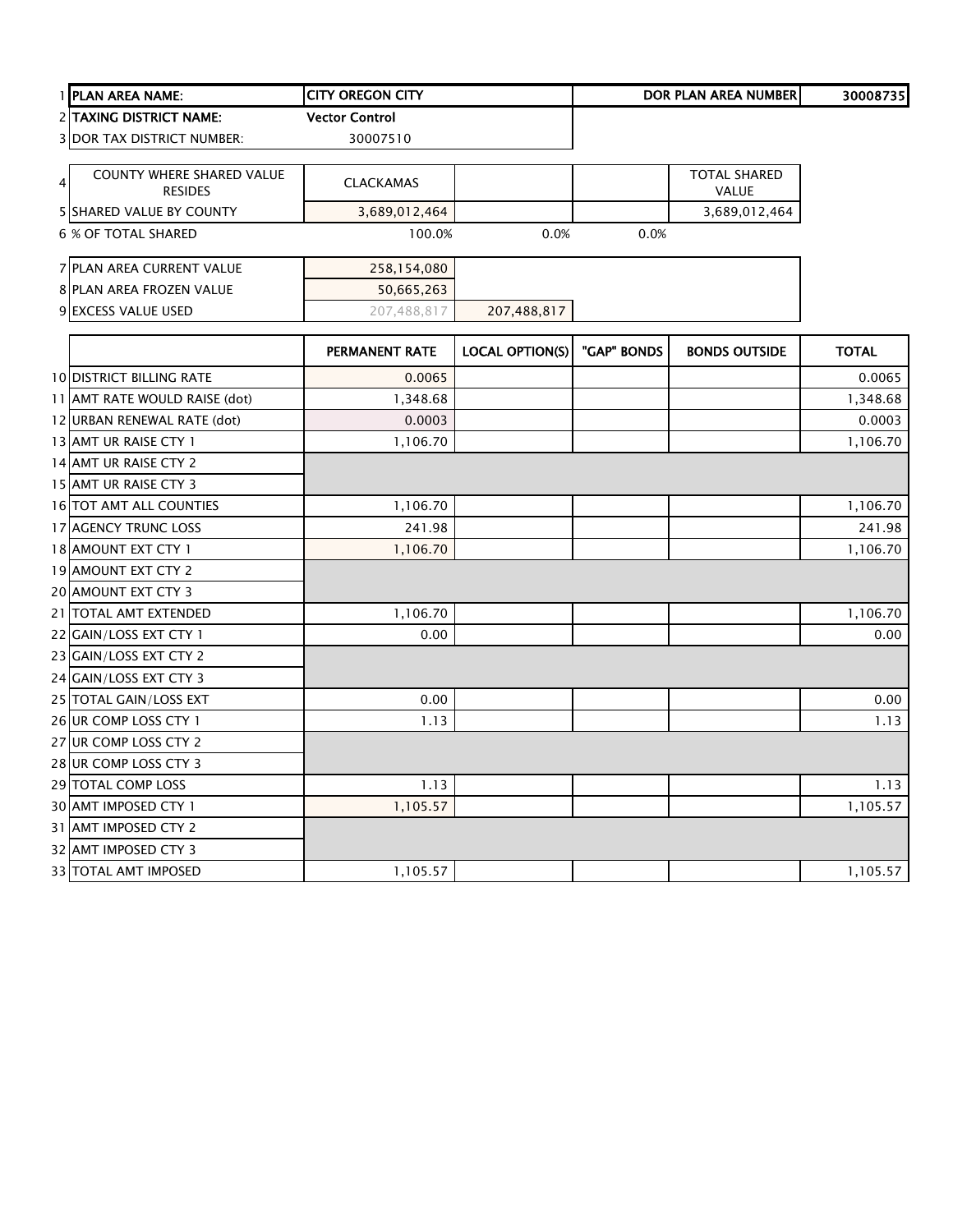| | | | | | | |
|---|---|---|---|---|---|---|
| 1 | **PLAN AREA NAME:** | **CITY OREGON CITY** | | | **DOR PLAN AREA NUMBER** | **30008735** |
| 2 | **TAXING DISTRICT NAME:** | **Vector Control** | | | | |
| 3 | DOR TAX DISTRICT NUMBER: | 30007510 | | | | |

| | | | | | | |
|---|---|---|---|---|---|---|
| 4 | COUNTY WHERE SHARED VALUE RESIDES | CLACKAMAS | | | TOTAL SHARED VALUE | |
| 5 | SHARED VALUE BY COUNTY | 3,689,012,464 | | | 3,689,012,464 | |
| 6 | % OF TOTAL SHARED | 100.0% | 0.0% | 0.0% | | |
| 7 | PLAN AREA CURRENT VALUE | 258,154,080 | | | | |
| 8 | PLAN AREA FROZEN VALUE | 50,665,263 | | | | |
| 9 | EXCESS VALUE USED | 207,488,817 | 207,488,817 | | | |

| | | PERMANENT RATE | LOCAL OPTION(S) | "GAP" BONDS | BONDS OUTSIDE | TOTAL |
|---|---|---|---|---|---|---|
| 10 | DISTRICT BILLING RATE | 0.0065 | | | | 0.0065 |
| 11 | AMT RATE WOULD RAISE (dot) | 1,348.68 | | | | 1,348.68 |
| 12 | URBAN RENEWAL RATE (dot) | 0.0003 | | | | 0.0003 |
| 13 | AMT UR RAISE CTY 1 | 1,106.70 | | | | 1,106.70 |
| 14 | AMT UR RAISE CTY 2 | | | | | |
| 15 | AMT UR RAISE CTY 3 | | | | | |
| 16 | TOT AMT ALL COUNTIES | 1,106.70 | | | | 1,106.70 |
| 17 | AGENCY TRUNC LOSS | 241.98 | | | | 241.98 |
| 18 | AMOUNT EXT CTY 1 | 1,106.70 | | | | 1,106.70 |
| 19 | AMOUNT EXT CTY 2 | | | | | |
| 20 | AMOUNT EXT CTY 3 | | | | | |
| 21 | TOTAL AMT EXTENDED | 1,106.70 | | | | 1,106.70 |
| 22 | GAIN/LOSS EXT CTY 1 | 0.00 | | | | 0.00 |
| 23 | GAIN/LOSS EXT CTY 2 | | | | | |
| 24 | GAIN/LOSS EXT CTY 3 | | | | | |
| 25 | TOTAL GAIN/LOSS EXT | 0.00 | | | | 0.00 |
| 26 | UR COMP LOSS CTY 1 | 1.13 | | | | 1.13 |
| 27 | UR COMP LOSS CTY 2 | | | | | |
| 28 | UR COMP LOSS CTY 3 | | | | | |
| 29 | TOTAL COMP LOSS | 1.13 | | | | 1.13 |
| 30 | AMT IMPOSED CTY 1 | 1,105.57 | | | | 1,105.57 |
| 31 | AMT IMPOSED CTY 2 | | | | | |
| 32 | AMT IMPOSED CTY 3 | | | | | |
| 33 | TOTAL AMT IMPOSED | 1,105.57 | | | | 1,105.57 |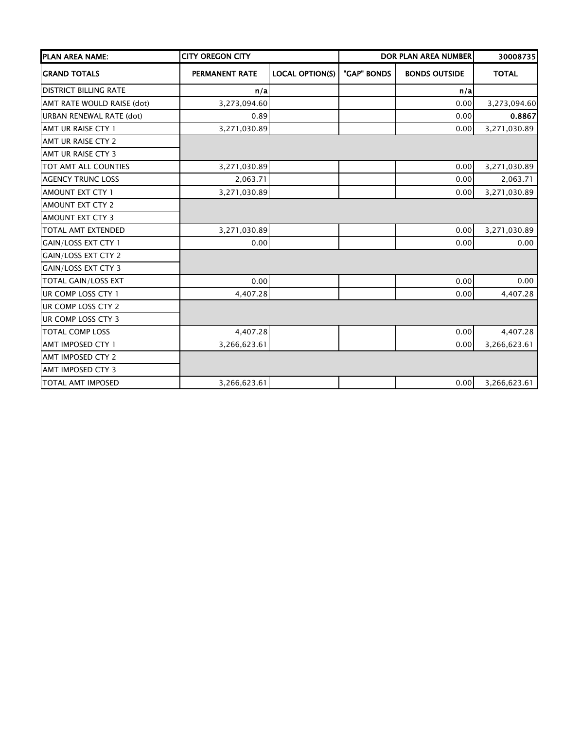| PLAN AREA NAME: | CITY OREGON CITY | | | DOR PLAN AREA NUMBER | 30008735 |
|---|---|---|---|---|---|
| **GRAND TOTALS** | **PERMANENT RATE** | **LOCAL OPTION(S)** | **"GAP" BONDS** | **BONDS OUTSIDE** | **TOTAL** |
| DISTRICT BILLING RATE | n/a | | | n/a | |
| AMT RATE WOULD RAISE (dot) | 3,273,094.60 | | | 0.00 | 3,273,094.60 |
| URBAN RENEWAL RATE (dot) | 0.89 | | | 0.00 | **0.8867** |
| AMT UR RAISE CTY 1 | 3,271,030.89 | | | 0.00 | 3,271,030.89 |
| AMT UR RAISE CTY 2 | | | | | |
| AMT UR RAISE CTY 3 | | | | | |
| TOT AMT ALL COUNTIES | 3,271,030.89 | | | 0.00 | 3,271,030.89 |
| AGENCY TRUNC LOSS | 2,063.71 | | | 0.00 | 2,063.71 |
| AMOUNT EXT CTY 1 | 3,271,030.89 | | | 0.00 | 3,271,030.89 |
| AMOUNT EXT CTY 2 | | | | | |
| AMOUNT EXT CTY 3 | | | | | |
| TOTAL AMT EXTENDED | 3,271,030.89 | | | 0.00 | 3,271,030.89 |
| GAIN/LOSS EXT CTY 1 | 0.00 | | | 0.00 | 0.00 |
| GAIN/LOSS EXT CTY 2 | | | | | |
| GAIN/LOSS EXT CTY 3 | | | | | |
| TOTAL GAIN/LOSS EXT | 0.00 | | | 0.00 | 0.00 |
| UR COMP LOSS CTY 1 | 4,407.28 | | | 0.00 | 4,407.28 |
| UR COMP LOSS CTY 2 | | | | | |
| UR COMP LOSS CTY 3 | | | | | |
| TOTAL COMP LOSS | 4,407.28 | | | 0.00 | 4,407.28 |
| AMT IMPOSED CTY 1 | 3,266,623.61 | | | 0.00 | 3,266,623.61 |
| AMT IMPOSED CTY 2 | | | | | |
| AMT IMPOSED CTY 3 | | | | | |
| TOTAL AMT IMPOSED | 3,266,623.61 | | | 0.00 | 3,266,623.61 |